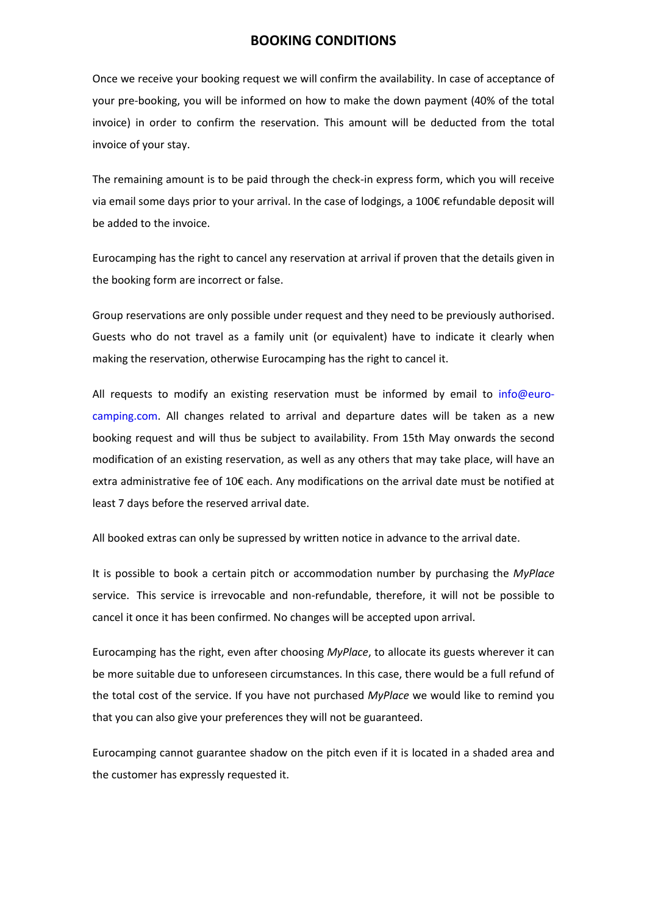# BOOKING CONDITIONS

Once we receive your booking request we will confirm the availability. In case of acceptance of your pre-booking, you will be informed on how to make the down payment (40% of the total invoice) in order to confirm the reservation. This amount will be deducted from the total invoice of your stay.

The remaining amount is to be paid through the check-in express form, which you will receive via email some days prior to your arrival. In the case of lodgings, a 100€ refundable deposit will be added to the invoice.

Eurocamping has the right to cancel any reservation at arrival if proven that the details given in the booking form are incorrect or false.

Group reservations are only possible under request and they need to be previously authorised. Guests who do not travel as a family unit (or equivalent) have to indicate it clearly when making the reservation, otherwise Eurocamping has the right to cancel it.

All requests to modify an existing reservation must be informed by email to info@euro-camping.com. All changes related to arrival and departure dates will be taken as a new booking request and will thus be subject to availability. From 15th May onwards the second modification of an existing reservation, as well as any others that may take place, will have an extra administrative fee of 10€ each. Any modifications on the arrival date must be notified at least 7 days before the reserved arrival date.

All booked extras can only be supressed by written notice in advance to the arrival date.

It is possible to book a certain pitch or accommodation number by purchasing the *MyPlace* service. This service is irrevocable and non-refundable, therefore, it will not be possible to cancel it once it has been confirmed. No changes will be accepted upon arrival.

Eurocamping has the right, even after choosing *MyPlace*, to allocate its guests wherever it can be more suitable due to unforeseen circumstances. In this case, there would be a full refund of the total cost of the service. If you have not purchased *MyPlace* we would like to remind you that you can also give your preferences they will not be guaranteed.

Eurocamping cannot guarantee shadow on the pitch even if it is located in a shaded area and the customer has expressly requested it.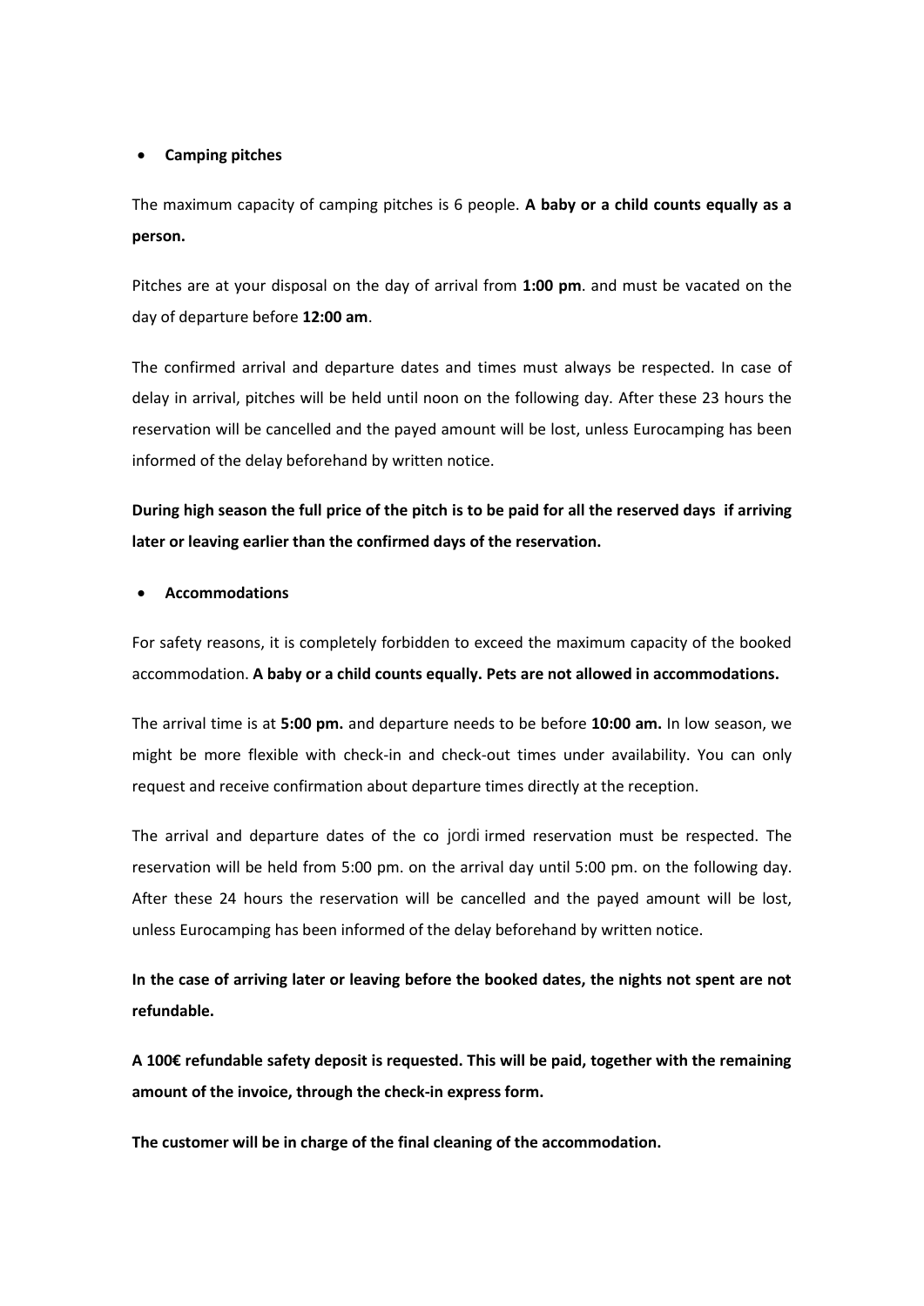- **Camping pitches**

The maximum capacity of camping pitches is 6 people. **A baby or a child counts equally as a person.**

Pitches are at your disposal on the day of arrival from **1:00 pm**. and must be vacated on the day of departure before **12:00 am**.

The confirmed arrival and departure dates and times must always be respected. In case of delay in arrival, pitches will be held until noon on the following day. After these 23 hours the reservation will be cancelled and the payed amount will be lost, unless Eurocamping has been informed of the delay beforehand by written notice.

**During high season the full price of the pitch is to be paid for all the reserved days if arriving later or leaving earlier than the confirmed days of the reservation.**

- **Accommodations**

For safety reasons, it is completely forbidden to exceed the maximum capacity of the booked accommodation. **A baby or a child counts equally. Pets are not allowed in accommodations.**

The arrival time is at **5:00 pm.** and departure needs to be before **10:00 am.** In low season, we might be more flexible with check-in and check-out times under availability. You can only request and receive confirmation about departure times directly at the reception.

The arrival and departure dates of the co jordi irmed reservation must be respected. The reservation will be held from 5:00 pm. on the arrival day until 5:00 pm. on the following day. After these 24 hours the reservation will be cancelled and the payed amount will be lost, unless Eurocamping has been informed of the delay beforehand by written notice.

**In the case of arriving later or leaving before the booked dates, the nights not spent are not refundable.**

**A 100€ refundable safety deposit is requested. This will be paid, together with the remaining amount of the invoice, through the check-in express form.**

**The customer will be in charge of the final cleaning of the accommodation.**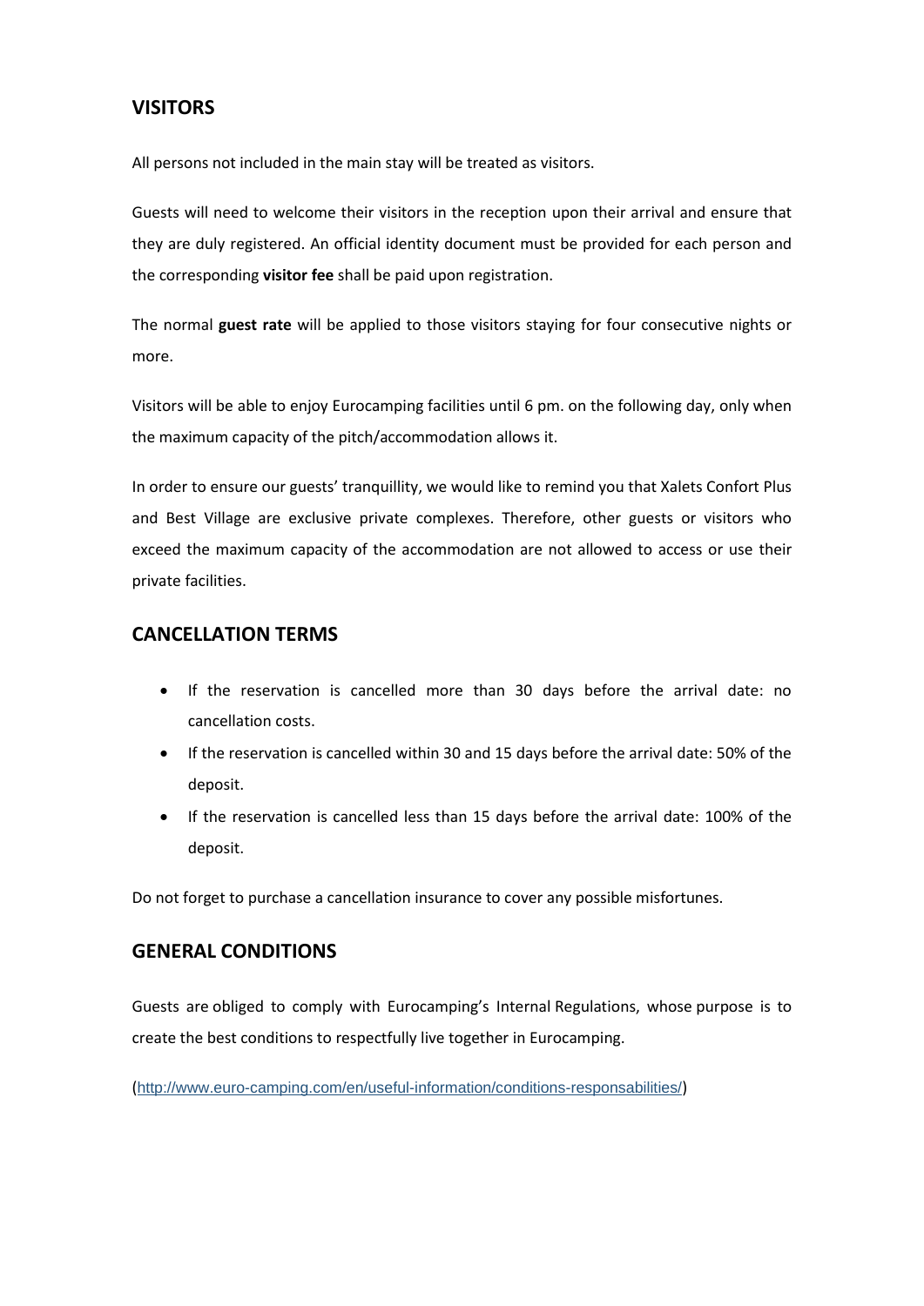## VISITORS

All persons not included in the main stay will be treated as visitors.

Guests will need to welcome their visitors in the reception upon their arrival and ensure that they are duly registered. An official identity document must be provided for each person and the corresponding **visitor fee** shall be paid upon registration.

The normal **guest rate** will be applied to those visitors staying for four consecutive nights or more.

Visitors will be able to enjoy Eurocamping facilities until 6 pm. on the following day, only when the maximum capacity of the pitch/accommodation allows it.

In order to ensure our guests' tranquillity, we would like to remind you that Xalets Confort Plus and Best Village are exclusive private complexes. Therefore, other guests or visitors who exceed the maximum capacity of the accommodation are not allowed to access or use their private facilities.

## CANCELLATION TERMS

- If the reservation is cancelled more than 30 days before the arrival date: no cancellation costs.
- If the reservation is cancelled within 30 and 15 days before the arrival date: 50% of the deposit.
- If the reservation is cancelled less than 15 days before the arrival date: 100% of the deposit.

Do not forget to purchase a cancellation insurance to cover any possible misfortunes.

## GENERAL CONDITIONS

Guests are obliged to comply with Eurocamping's Internal Regulations, whose purpose is to create the best conditions to respectfully live together in Eurocamping.

(http://www.euro-camping.com/en/useful-information/conditions-responsabilities/)